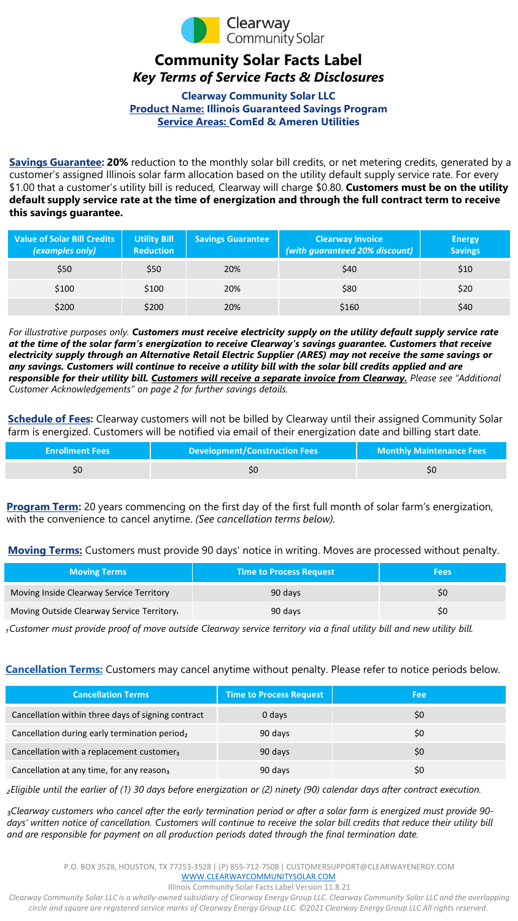# Community Solar Facts Label

## *Key Terms of Service Facts & Disclosures*

**Clearway Community Solar LLC**
**Product Name: Illinois Guaranteed Savings Program**
**Service Areas: ComEd & Ameren Utilities**

**Savings Guarantee: 20%** reduction to the monthly solar bill credits, or net metering credits, generated by a customer's assigned Illinois solar farm allocation based on the utility default supply service rate. For every $1.00 that a customer's utility bill is reduced, Clearway will charge $0.80. **Customers must be on the utility default supply service rate at the time of energization and through the full contract term to receive this savings guarantee.**

| Value of Solar Bill Credits *(examples only)* | Utility Bill Reduction | Savings Guarantee | Clearway Invoice *(with guaranteed 20% discount)* | Energy Savings |
|---|---|---|---|---|
| $50 | $50 | 20% | $40 | $10 |
| $100 | $100 | 20% | $80 | $20 |
| $200 | $200 | 20% | $160 | $40 |

*For illustrative purposes only.* ***Customers must receive electricity supply on the utility default supply service rate at the time of the solar farm's energization to receive Clearway's savings guarantee. Customers that receive electricity supply through an Alternative Retail Electric Supplier (ARES) may not receive the same savings or any savings. Customers will continue to receive a utility bill with the solar bill credits applied and are responsible for their utility bill. Customers will receive a separate invoice from Clearway.*** *Please see "Additional Customer Acknowledgements" on page 2 for further savings details.*

**Schedule of Fees:** Clearway customers will not be billed by Clearway until their assigned Community Solar farm is energized. Customers will be notified via email of their energization date and billing start date.

| Enrollment Fees | Development/Construction Fees | Monthly Maintenance Fees |
|---|---|---|
| $0 | $0 | $0 |

**Program Term:** 20 years commencing on the first day of the first full month of solar farm's energization, with the convenience to cancel anytime. *(See cancellation terms below).*

**Moving Terms:** Customers must provide 90 days' notice in writing. Moves are processed without penalty.

| Moving Terms | Time to Process Request | Fees |
|---|---|---|
| Moving Inside Clearway Service Territory | 90 days | $0 |
| Moving Outside Clearway Service Territory[1] | 90 days | $0 |

*[1] Customer must provide proof of move outside Clearway service territory via a final utility bill and new utility bill.*

**Cancellation Terms:** Customers may cancel anytime without penalty. Please refer to notice periods below.

| Cancellation Terms | Time to Process Request | Fee |
|---|---|---|
| Cancellation within three days of signing contract | 0 days | $0 |
| Cancellation during early termination period[2] | 90 days | $0 |
| Cancellation with a replacement customer[3] | 90 days | $0 |
| Cancellation at any time, for any reason[3] | 90 days | $0 |

*[2] Eligible until the earlier of (1) 30 days before energization or (2) ninety (90) calendar days after contract execution.*

*[3] Clearway customers who cancel after the early termination period or after a solar farm is energized must provide 90-days' written notice of cancellation. Customers will continue to receive the solar bill credits that reduce their utility bill and are responsible for payment on all production periods dated through the final termination date.*

P.O. BOX 3528, HOUSTON, TX 77253-3528 | (P) 855-712-7508 | CUSTOMERSUPPORT@CLEARWAYENERGY.COM
WWW.CLEARWAYCOMMUNITYSOLAR.COM
Illinois Community Solar Facts Label Version 11.8.21

*Clearway Community Solar LLC is a wholly-owned subsidiary of Clearway Energy Group LLC. Clearway Community Solar LLC and the overlapping circle and square are registered service marks of Clearway Energy Group LLC. ©2021 Clearway Energy Group LLC All rights reserved.*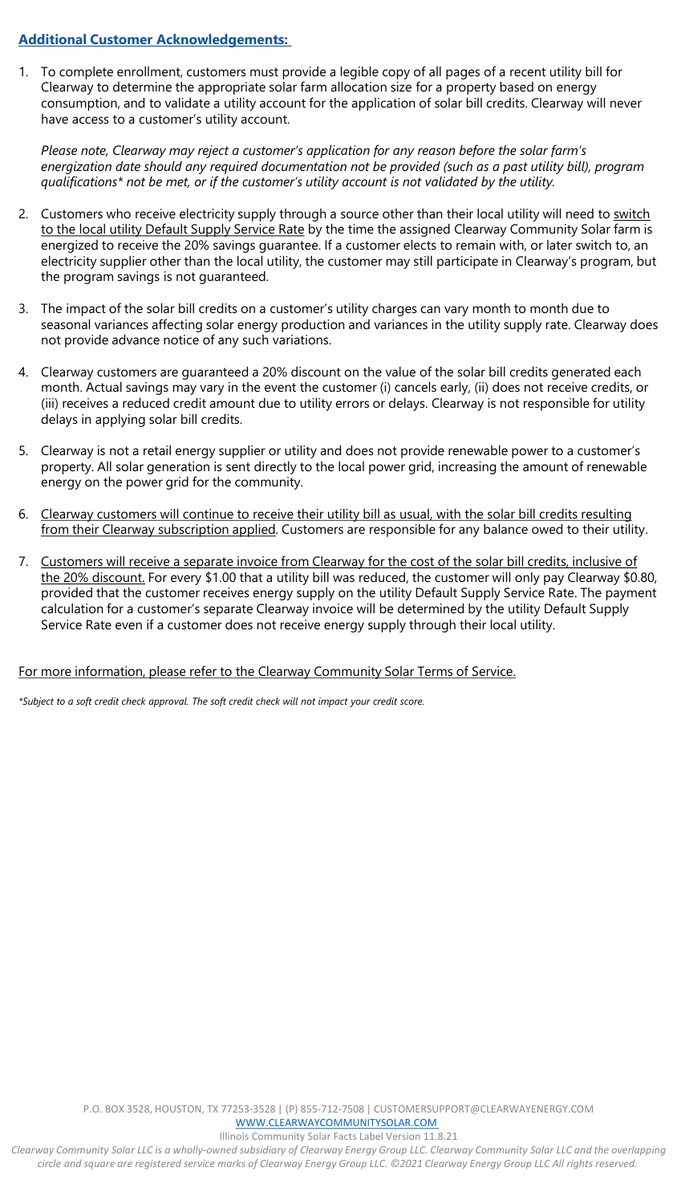## Additional Customer Acknowledgements:

1. To complete enrollment, customers must provide a legible copy of all pages of a recent utility bill for Clearway to determine the appropriate solar farm allocation size for a property based on energy consumption, and to validate a utility account for the application of solar bill credits. Clearway will never have access to a customer's utility account.

   *Please note, Clearway may reject a customer's application for any reason before the solar farm's energization date should any required documentation not be provided (such as a past utility bill), program qualifications* not be met, or if the customer's utility account is not validated by the utility.*

2. Customers who receive electricity supply through a source other than their local utility will need to switch to the local utility Default Supply Service Rate by the time the assigned Clearway Community Solar farm is energized to receive the 20% savings guarantee. If a customer elects to remain with, or later switch to, an electricity supplier other than the local utility, the customer may still participate in Clearway's program, but the program savings is not guaranteed.

3. The impact of the solar bill credits on a customer's utility charges can vary month to month due to seasonal variances affecting solar energy production and variances in the utility supply rate. Clearway does not provide advance notice of any such variations.

4. Clearway customers are guaranteed a 20% discount on the value of the solar bill credits generated each month. Actual savings may vary in the event the customer (i) cancels early, (ii) does not receive credits, or (iii) receives a reduced credit amount due to utility errors or delays. Clearway is not responsible for utility delays in applying solar bill credits.

5. Clearway is not a retail energy supplier or utility and does not provide renewable power to a customer's property. All solar generation is sent directly to the local power grid, increasing the amount of renewable energy on the power grid for the community.

6. Clearway customers will continue to receive their utility bill as usual, with the solar bill credits resulting from their Clearway subscription applied. Customers are responsible for any balance owed to their utility.

7. Customers will receive a separate invoice from Clearway for the cost of the solar bill credits, inclusive of the 20% discount. For every $1.00 that a utility bill was reduced, the customer will only pay Clearway $0.80, provided that the customer receives energy supply on the utility Default Supply Service Rate. The payment calculation for a customer's separate Clearway invoice will be determined by the utility Default Supply Service Rate even if a customer does not receive energy supply through their local utility.

For more information, please refer to the Clearway Community Solar Terms of Service.

**Subject to a soft credit check approval. The soft credit check will not impact your credit score.*

P.O. BOX 3528, HOUSTON, TX 77253-3528 | (P) 855-712-7508 | CUSTOMERSUPPORT@CLEARWAYENERGY.COM
WWW.CLEARWAYCOMMUNITYSOLAR.COM
Illinois Community Solar Facts Label Version 11.8.21

*Clearway Community Solar LLC is a wholly-owned subsidiary of Clearway Energy Group LLC. Clearway Community Solar LLC and the overlapping circle and square are registered service marks of Clearway Energy Group LLC. ©2021 Clearway Energy Group LLC All rights reserved.*